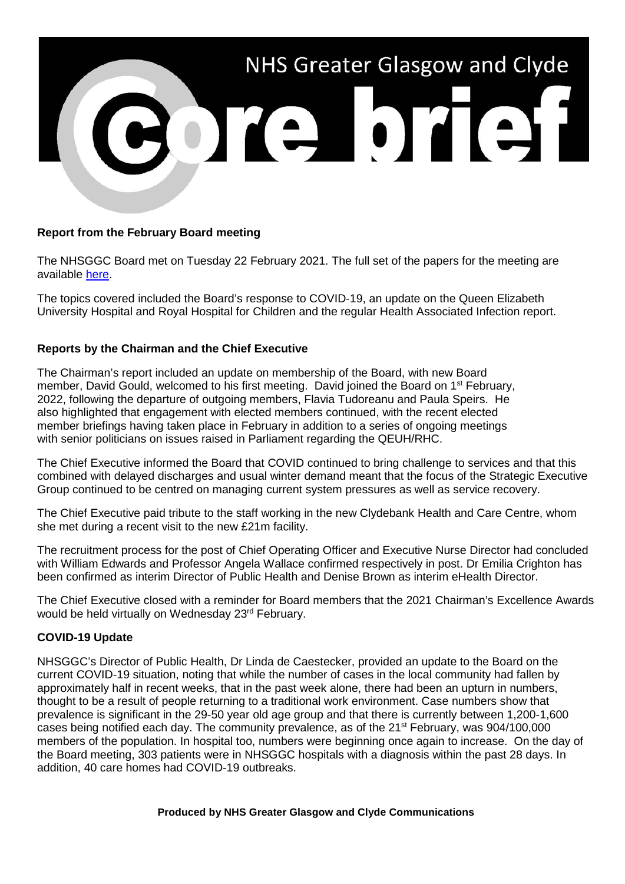# NHS Greater Glasgow and Clyde

# Core brief

## Report from the February Board meeting

The NHSGGC Board met on Tuesday 22 February 2021. The full set of the papers for the meeting are available [here](here).

The topics covered included the Board's response to COVID-19, an update on the Queen Elizabeth University Hospital and Royal Hospital for Children and the regular Health Associated Infection report.

## Reports by the Chairman and the Chief Executive

The Chairman's report included an update on membership of the Board, with new Board member, David Gould, welcomed to his first meeting. David joined the Board on 1st February, 2022, following the departure of outgoing members, Flavia Tudoreanu and Paula Speirs. He also highlighted that engagement with elected members continued, with the recent elected member briefings having taken place in February in addition to a series of ongoing meetings with senior politicians on issues raised in Parliament regarding the QEUH/RHC.

The Chief Executive informed the Board that COVID continued to bring challenge to services and that this combined with delayed discharges and usual winter demand meant that the focus of the Strategic Executive Group continued to be centred on managing current system pressures as well as service recovery.

The Chief Executive paid tribute to the staff working in the new Clydebank Health and Care Centre, whom she met during a recent visit to the new £21m facility.

The recruitment process for the post of Chief Operating Officer and Executive Nurse Director had concluded with William Edwards and Professor Angela Wallace confirmed respectively in post. Dr Emilia Crighton has been confirmed as interim Director of Public Health and Denise Brown as interim eHealth Director.

The Chief Executive closed with a reminder for Board members that the 2021 Chairman's Excellence Awards would be held virtually on Wednesday 23rd February.

## COVID-19 Update

NHSGGC's Director of Public Health, Dr Linda de Caestecker, provided an update to the Board on the current COVID-19 situation, noting that while the number of cases in the local community had fallen by approximately half in recent weeks, that in the past week alone, there had been an upturn in numbers, thought to be a result of people returning to a traditional work environment. Case numbers show that prevalence is significant in the 29-50 year old age group and that there is currently between 1,200-1,600 cases being notified each day. The community prevalence, as of the 21st February, was 904/100,000 members of the population. In hospital too, numbers were beginning once again to increase. On the day of the Board meeting, 303 patients were in NHSGGC hospitals with a diagnosis within the past 28 days. In addition, 40 care homes had COVID-19 outbreaks.

**Produced by NHS Greater Glasgow and Clyde Communications**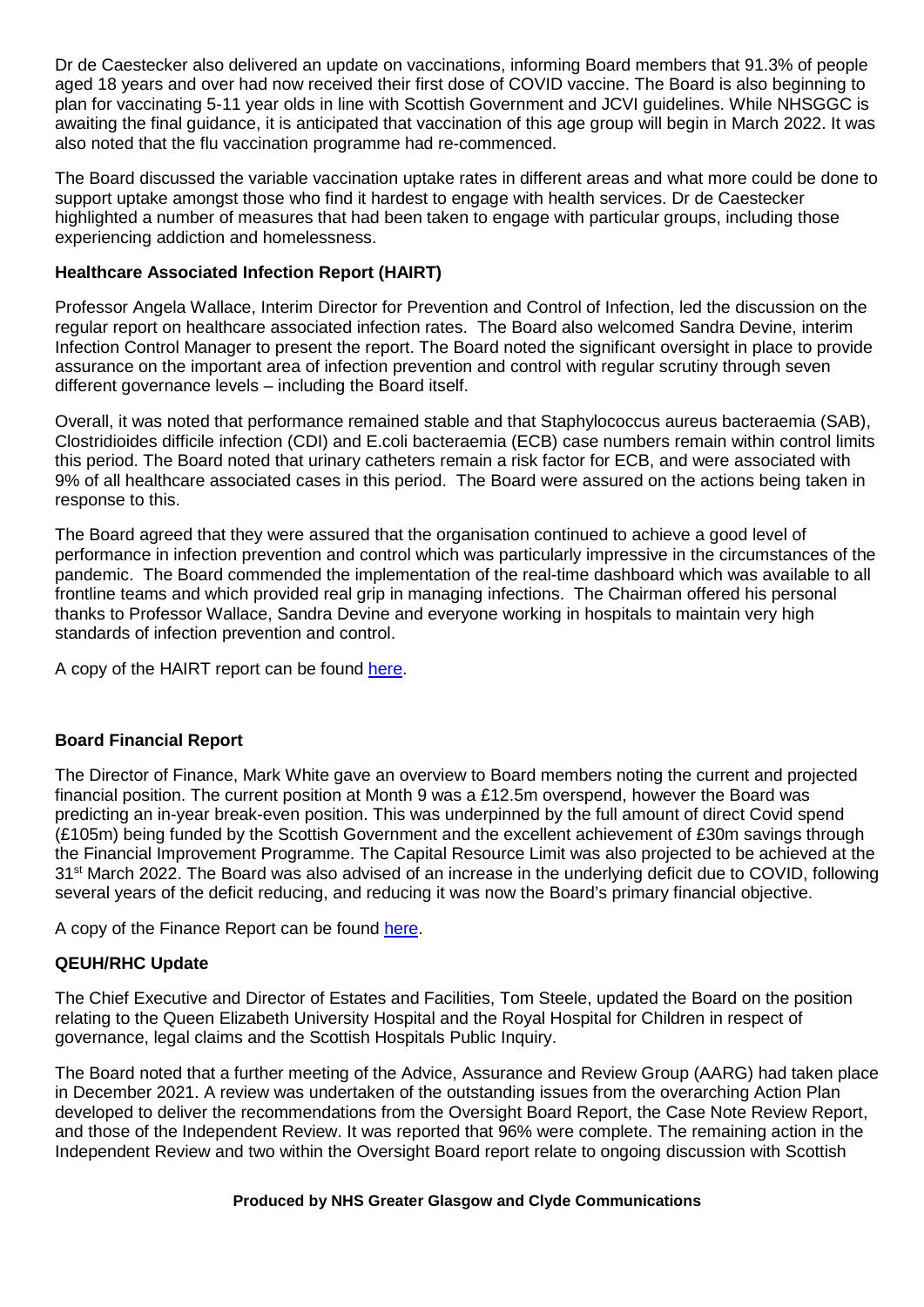Dr de Caestecker also delivered an update on vaccinations, informing Board members that 91.3% of people aged 18 years and over had now received their first dose of COVID vaccine. The Board is also beginning to plan for vaccinating 5-11 year olds in line with Scottish Government and JCVI guidelines. While NHSGGC is awaiting the final guidance, it is anticipated that vaccination of this age group will begin in March 2022. It was also noted that the flu vaccination programme had re-commenced.

The Board discussed the variable vaccination uptake rates in different areas and what more could be done to support uptake amongst those who find it hardest to engage with health services. Dr de Caestecker highlighted a number of measures that had been taken to engage with particular groups, including those experiencing addiction and homelessness.

**Healthcare Associated Infection Report (HAIRT)**

Professor Angela Wallace, Interim Director for Prevention and Control of Infection, led the discussion on the regular report on healthcare associated infection rates. The Board also welcomed Sandra Devine, interim Infection Control Manager to present the report. The Board noted the significant oversight in place to provide assurance on the important area of infection prevention and control with regular scrutiny through seven different governance levels – including the Board itself.

Overall, it was noted that performance remained stable and that Staphylococcus aureus bacteraemia (SAB), Clostridioides difficile infection (CDI) and E.coli bacteraemia (ECB) case numbers remain within control limits this period. The Board noted that urinary catheters remain a risk factor for ECB, and were associated with 9% of all healthcare associated cases in this period. The Board were assured on the actions being taken in response to this.

The Board agreed that they were assured that the organisation continued to achieve a good level of performance in infection prevention and control which was particularly impressive in the circumstances of the pandemic. The Board commended the implementation of the real-time dashboard which was available to all frontline teams and which provided real grip in managing infections. The Chairman offered his personal thanks to Professor Wallace, Sandra Devine and everyone working in hospitals to maintain very high standards of infection prevention and control.

A copy of the HAIRT report can be found here.

**Board Financial Report**

The Director of Finance, Mark White gave an overview to Board members noting the current and projected financial position. The current position at Month 9 was a £12.5m overspend, however the Board was predicting an in-year break-even position. This was underpinned by the full amount of direct Covid spend (£105m) being funded by the Scottish Government and the excellent achievement of £30m savings through the Financial Improvement Programme. The Capital Resource Limit was also projected to be achieved at the 31st March 2022. The Board was also advised of an increase in the underlying deficit due to COVID, following several years of the deficit reducing, and reducing it was now the Board's primary financial objective.

A copy of the Finance Report can be found here.

**QEUH/RHC Update**

The Chief Executive and Director of Estates and Facilities, Tom Steele, updated the Board on the position relating to the Queen Elizabeth University Hospital and the Royal Hospital for Children in respect of governance, legal claims and the Scottish Hospitals Public Inquiry.

The Board noted that a further meeting of the Advice, Assurance and Review Group (AARG) had taken place in December 2021. A review was undertaken of the outstanding issues from the overarching Action Plan developed to deliver the recommendations from the Oversight Board Report, the Case Note Review Report, and those of the Independent Review. It was reported that 96% were complete. The remaining action in the Independent Review and two within the Oversight Board report relate to ongoing discussion with Scottish

**Produced by NHS Greater Glasgow and Clyde Communications**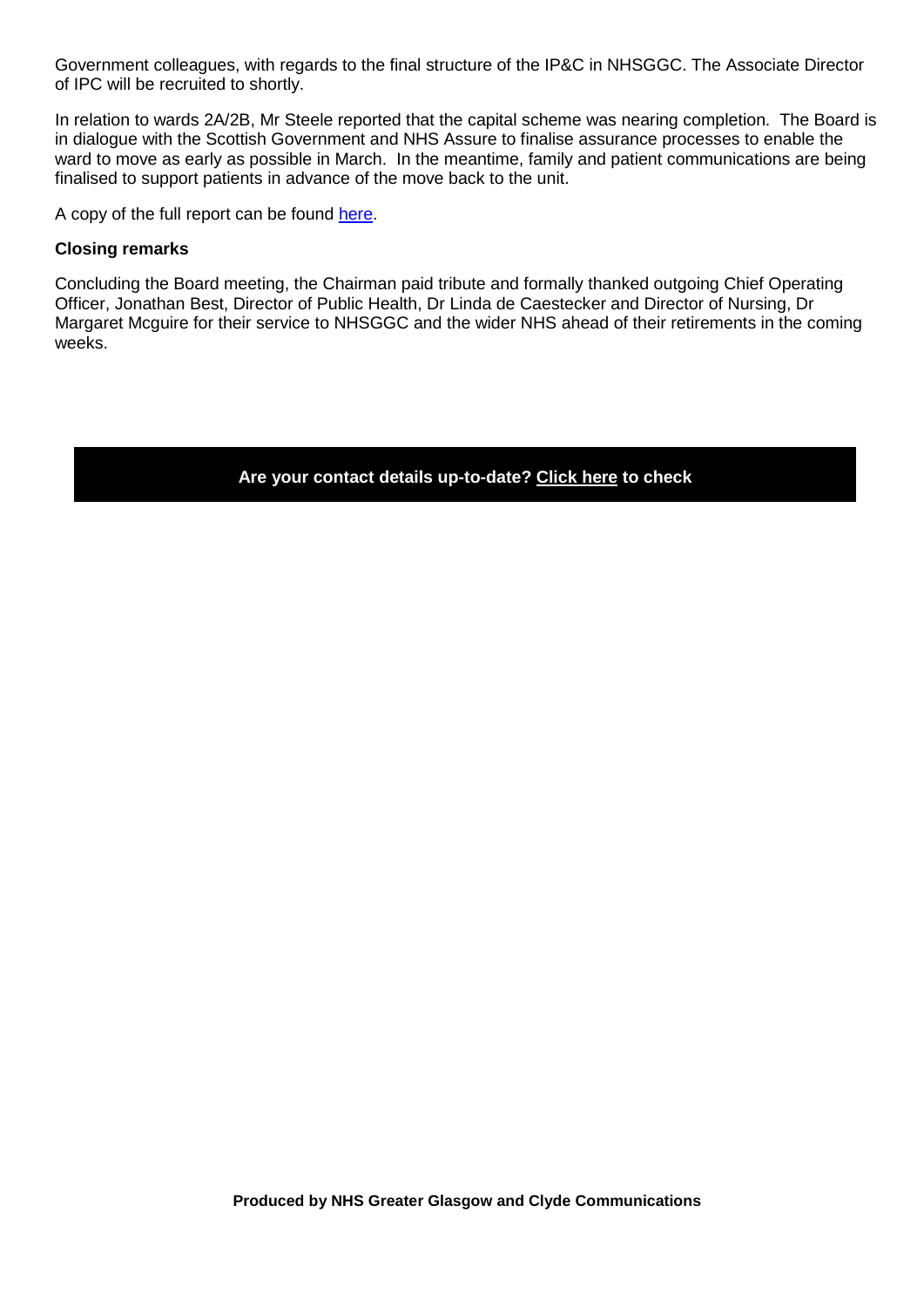Government colleagues, with regards to the final structure of the IP&C in NHSGGC. The Associate Director of IPC will be recruited to shortly.

In relation to wards 2A/2B, Mr Steele reported that the capital scheme was nearing completion. The Board is in dialogue with the Scottish Government and NHS Assure to finalise assurance processes to enable the ward to move as early as possible in March. In the meantime, family and patient communications are being finalised to support patients in advance of the move back to the unit.

A copy of the full report can be found here.

**Closing remarks**

Concluding the Board meeting, the Chairman paid tribute and formally thanked outgoing Chief Operating Officer, Jonathan Best, Director of Public Health, Dr Linda de Caestecker and Director of Nursing, Dr Margaret Mcguire for their service to NHSGGC and the wider NHS ahead of their retirements in the coming weeks.

**Are your contact details up-to-date? Click here to check**

**Produced by NHS Greater Glasgow and Clyde Communications**